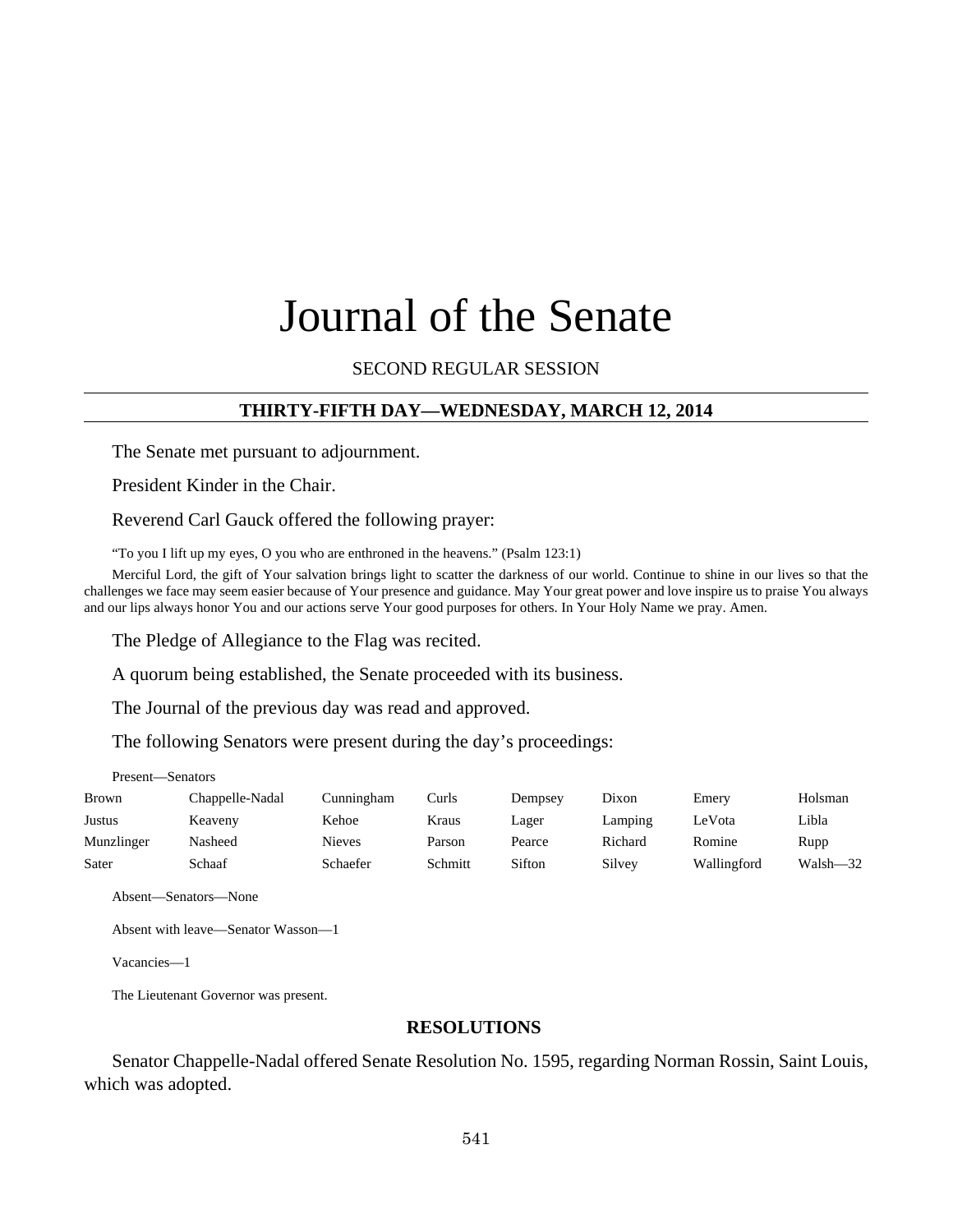# Journal of the Senate

SECOND REGULAR SESSION

## THIRTY-FIFTH DAY—WEDNESDAY, MARCH 12, 2014

The Senate met pursuant to adjournment.

President Kinder in the Chair.

Reverend Carl Gauck offered the following prayer:

"To you I lift up my eyes, O you who are enthroned in the heavens." (Psalm 123:1)

Merciful Lord, the gift of Your salvation brings light to scatter the darkness of our world. Continue to shine in our lives so that the challenges we face may seem easier because of Your presence and guidance. May Your great power and love inspire us to praise You always and our lips always honor You and our actions serve Your good purposes for others. In Your Holy Name we pray. Amen.

The Pledge of Allegiance to the Flag was recited.

A quorum being established, the Senate proceeded with its business.

The Journal of the previous day was read and approved.

The following Senators were present during the day's proceedings:

Present—Senators

| | | | | | | | |
|---|---|---|---|---|---|---|---|
| Brown | Chappelle-Nadal | Cunningham | Curls | Dempsey | Dixon | Emery | Holsman |
| Justus | Keaveny | Kehoe | Kraus | Lager | Lamping | LeVota | Libla |
| Munzlinger | Nasheed | Nieves | Parson | Pearce | Richard | Romine | Rupp |
| Sater | Schaaf | Schaefer | Schmitt | Sifton | Silvey | Wallingford | Walsh—32 |

Absent—Senators—None

Absent with leave—Senator Wasson—1

Vacancies—1

The Lieutenant Governor was present.

## RESOLUTIONS

Senator Chappelle-Nadal offered Senate Resolution No. 1595, regarding Norman Rossin, Saint Louis, which was adopted.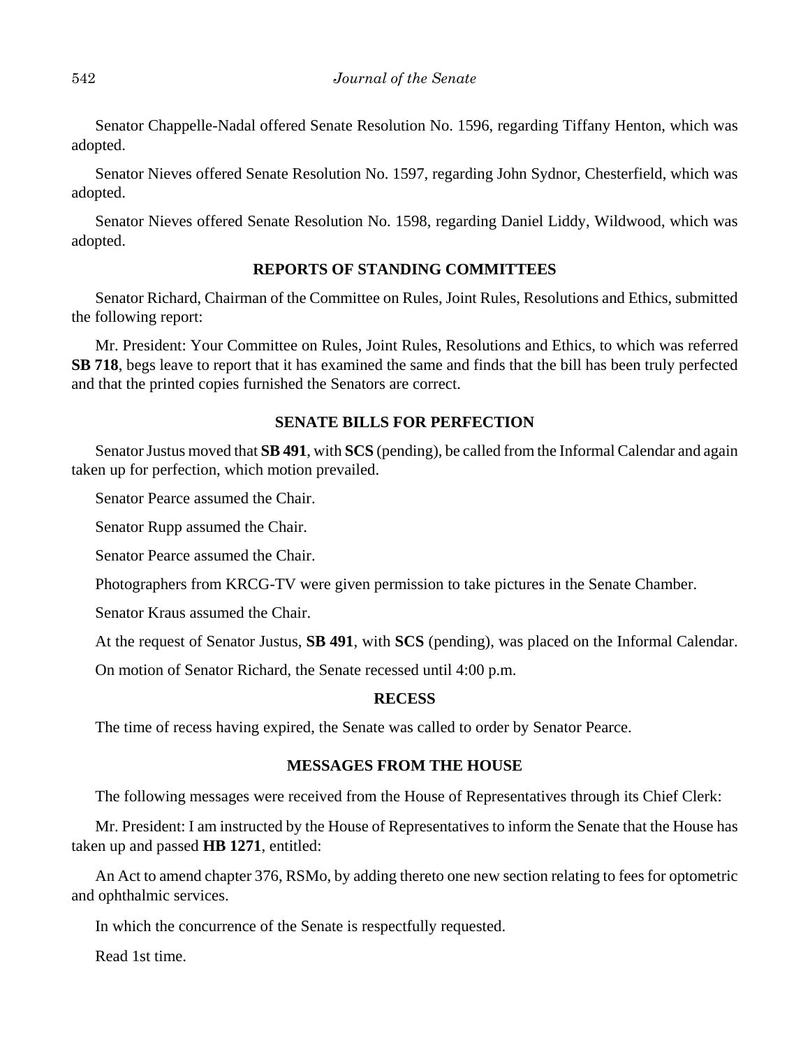Senator Chappelle-Nadal offered Senate Resolution No. 1596, regarding Tiffany Henton, which was adopted.

Senator Nieves offered Senate Resolution No. 1597, regarding John Sydnor, Chesterfield, which was adopted.

Senator Nieves offered Senate Resolution No. 1598, regarding Daniel Liddy, Wildwood, which was adopted.

## REPORTS OF STANDING COMMITTEES

Senator Richard, Chairman of the Committee on Rules, Joint Rules, Resolutions and Ethics, submitted the following report:

Mr. President: Your Committee on Rules, Joint Rules, Resolutions and Ethics, to which was referred **SB 718**, begs leave to report that it has examined the same and finds that the bill has been truly perfected and that the printed copies furnished the Senators are correct.

## SENATE BILLS FOR PERFECTION

Senator Justus moved that **SB 491**, with **SCS** (pending), be called from the Informal Calendar and again taken up for perfection, which motion prevailed.

Senator Pearce assumed the Chair.

Senator Rupp assumed the Chair.

Senator Pearce assumed the Chair.

Photographers from KRCG-TV were given permission to take pictures in the Senate Chamber.

Senator Kraus assumed the Chair.

At the request of Senator Justus, **SB 491**, with **SCS** (pending), was placed on the Informal Calendar.

On motion of Senator Richard, the Senate recessed until 4:00 p.m.

## RECESS

The time of recess having expired, the Senate was called to order by Senator Pearce.

## MESSAGES FROM THE HOUSE

The following messages were received from the House of Representatives through its Chief Clerk:

Mr. President: I am instructed by the House of Representatives to inform the Senate that the House has taken up and passed **HB 1271**, entitled:

An Act to amend chapter 376, RSMo, by adding thereto one new section relating to fees for optometric and ophthalmic services.

In which the concurrence of the Senate is respectfully requested.

Read 1st time.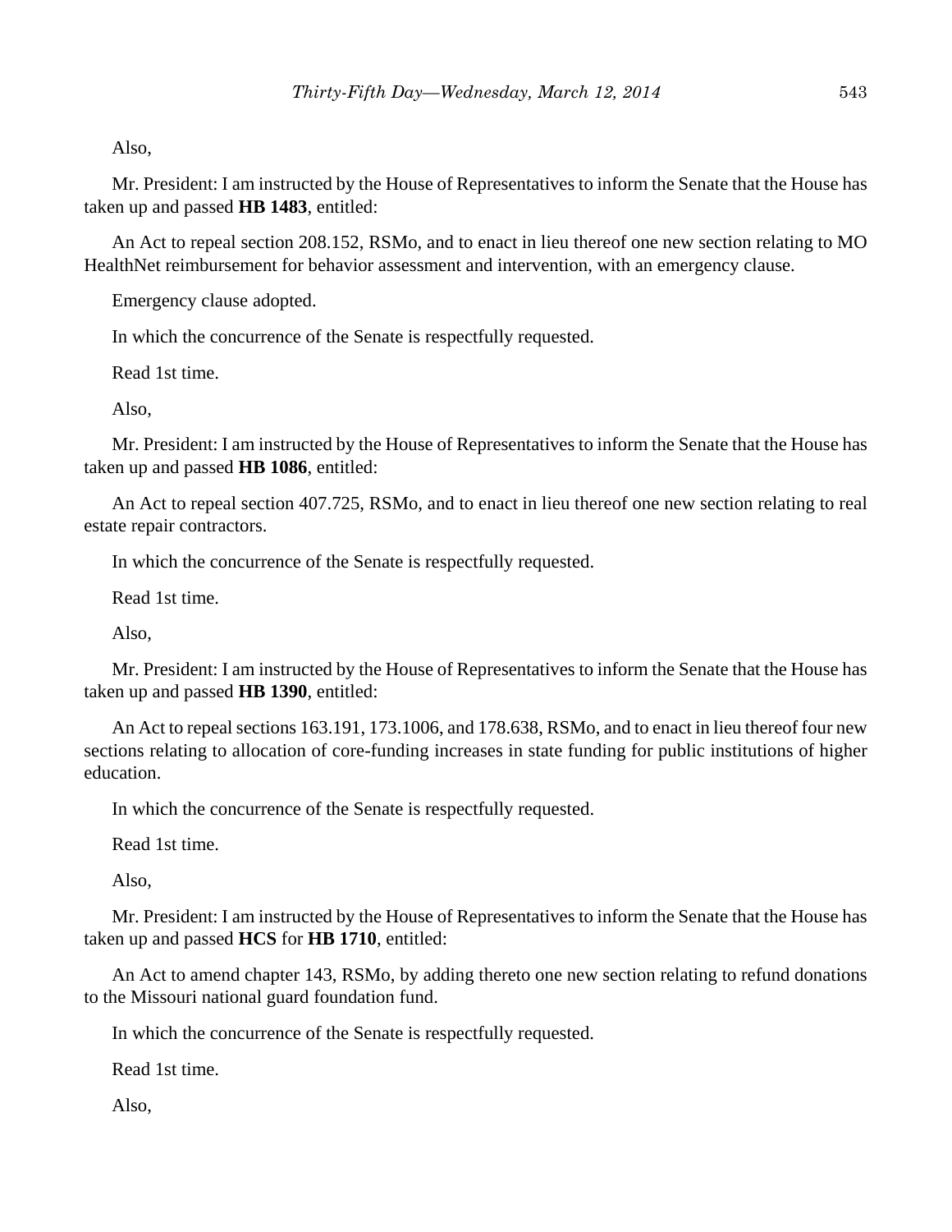Also,

Mr. President: I am instructed by the House of Representatives to inform the Senate that the House has taken up and passed **HB 1483**, entitled:

An Act to repeal section 208.152, RSMo, and to enact in lieu thereof one new section relating to MO HealthNet reimbursement for behavior assessment and intervention, with an emergency clause.

Emergency clause adopted.

In which the concurrence of the Senate is respectfully requested.

Read 1st time.

Also,

Mr. President: I am instructed by the House of Representatives to inform the Senate that the House has taken up and passed **HB 1086**, entitled:

An Act to repeal section 407.725, RSMo, and to enact in lieu thereof one new section relating to real estate repair contractors.

In which the concurrence of the Senate is respectfully requested.

Read 1st time.

Also,

Mr. President: I am instructed by the House of Representatives to inform the Senate that the House has taken up and passed **HB 1390**, entitled:

An Act to repeal sections 163.191, 173.1006, and 178.638, RSMo, and to enact in lieu thereof four new sections relating to allocation of core-funding increases in state funding for public institutions of higher education.

In which the concurrence of the Senate is respectfully requested.

Read 1st time.

Also,

Mr. President: I am instructed by the House of Representatives to inform the Senate that the House has taken up and passed **HCS** for **HB 1710**, entitled:

An Act to amend chapter 143, RSMo, by adding thereto one new section relating to refund donations to the Missouri national guard foundation fund.

In which the concurrence of the Senate is respectfully requested.

Read 1st time.

Also,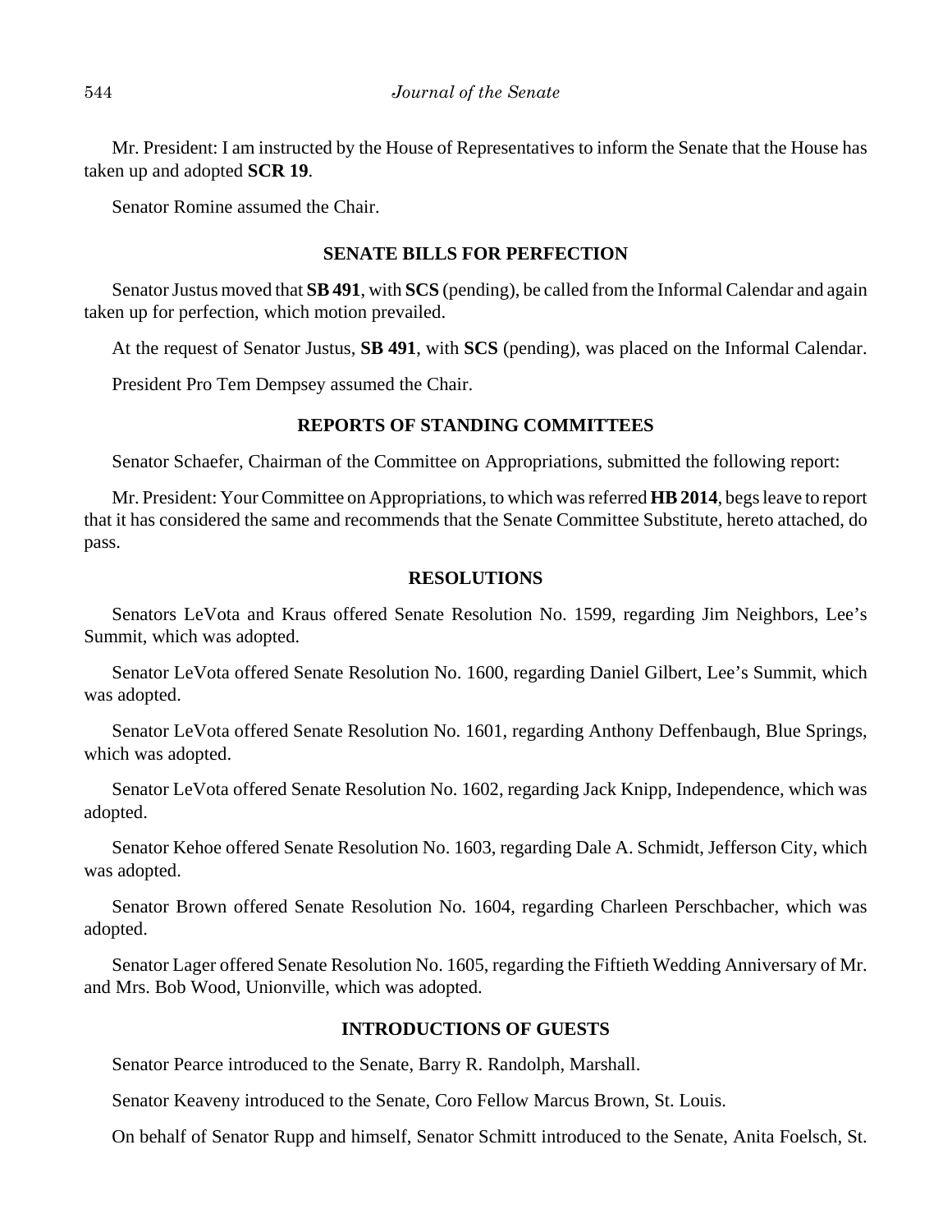Mr. President: I am instructed by the House of Representatives to inform the Senate that the House has taken up and adopted **SCR 19**.

Senator Romine assumed the Chair.

## SENATE BILLS FOR PERFECTION

Senator Justus moved that **SB 491**, with **SCS** (pending), be called from the Informal Calendar and again taken up for perfection, which motion prevailed.

At the request of Senator Justus, **SB 491**, with **SCS** (pending), was placed on the Informal Calendar.

President Pro Tem Dempsey assumed the Chair.

## REPORTS OF STANDING COMMITTEES

Senator Schaefer, Chairman of the Committee on Appropriations, submitted the following report:

Mr. President: Your Committee on Appropriations, to which was referred **HB 2014**, begs leave to report that it has considered the same and recommends that the Senate Committee Substitute, hereto attached, do pass.

## RESOLUTIONS

Senators LeVota and Kraus offered Senate Resolution No. 1599, regarding Jim Neighbors, Lee's Summit, which was adopted.

Senator LeVota offered Senate Resolution No. 1600, regarding Daniel Gilbert, Lee's Summit, which was adopted.

Senator LeVota offered Senate Resolution No. 1601, regarding Anthony Deffenbaugh, Blue Springs, which was adopted.

Senator LeVota offered Senate Resolution No. 1602, regarding Jack Knipp, Independence, which was adopted.

Senator Kehoe offered Senate Resolution No. 1603, regarding Dale A. Schmidt, Jefferson City, which was adopted.

Senator Brown offered Senate Resolution No. 1604, regarding Charleen Perschbacher, which was adopted.

Senator Lager offered Senate Resolution No. 1605, regarding the Fiftieth Wedding Anniversary of Mr. and Mrs. Bob Wood, Unionville, which was adopted.

## INTRODUCTIONS OF GUESTS

Senator Pearce introduced to the Senate, Barry R. Randolph, Marshall.

Senator Keaveny introduced to the Senate, Coro Fellow Marcus Brown, St. Louis.

On behalf of Senator Rupp and himself, Senator Schmitt introduced to the Senate, Anita Foelsch, St.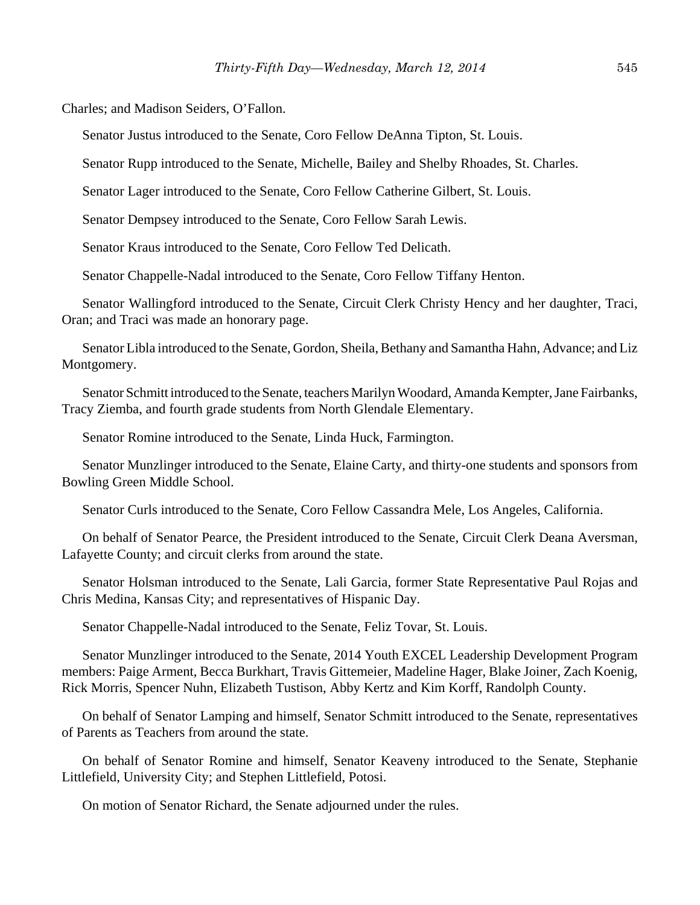Charles; and Madison Seiders, O'Fallon.

Senator Justus introduced to the Senate, Coro Fellow DeAnna Tipton, St. Louis.

Senator Rupp introduced to the Senate, Michelle, Bailey and Shelby Rhoades, St. Charles.

Senator Lager introduced to the Senate, Coro Fellow Catherine Gilbert, St. Louis.

Senator Dempsey introduced to the Senate, Coro Fellow Sarah Lewis.

Senator Kraus introduced to the Senate, Coro Fellow Ted Delicath.

Senator Chappelle-Nadal introduced to the Senate, Coro Fellow Tiffany Henton.

Senator Wallingford introduced to the Senate, Circuit Clerk Christy Hency and her daughter, Traci, Oran; and Traci was made an honorary page.

Senator Libla introduced to the Senate, Gordon, Sheila, Bethany and Samantha Hahn, Advance; and Liz Montgomery.

Senator Schmitt introduced to the Senate, teachers Marilyn Woodard, Amanda Kempter, Jane Fairbanks, Tracy Ziemba, and fourth grade students from North Glendale Elementary.

Senator Romine introduced to the Senate, Linda Huck, Farmington.

Senator Munzlinger introduced to the Senate, Elaine Carty, and thirty-one students and sponsors from Bowling Green Middle School.

Senator Curls introduced to the Senate, Coro Fellow Cassandra Mele, Los Angeles, California.

On behalf of Senator Pearce, the President introduced to the Senate, Circuit Clerk Deana Aversman, Lafayette County; and circuit clerks from around the state.

Senator Holsman introduced to the Senate, Lali Garcia, former State Representative Paul Rojas and Chris Medina, Kansas City; and representatives of Hispanic Day.

Senator Chappelle-Nadal introduced to the Senate, Feliz Tovar, St. Louis.

Senator Munzlinger introduced to the Senate, 2014 Youth EXCEL Leadership Development Program members: Paige Arment, Becca Burkhart, Travis Gittemeier, Madeline Hager, Blake Joiner, Zach Koenig, Rick Morris, Spencer Nuhn, Elizabeth Tustison, Abby Kertz and Kim Korff, Randolph County.

On behalf of Senator Lamping and himself, Senator Schmitt introduced to the Senate, representatives of Parents as Teachers from around the state.

On behalf of Senator Romine and himself, Senator Keaveny introduced to the Senate, Stephanie Littlefield, University City; and Stephen Littlefield, Potosi.

On motion of Senator Richard, the Senate adjourned under the rules.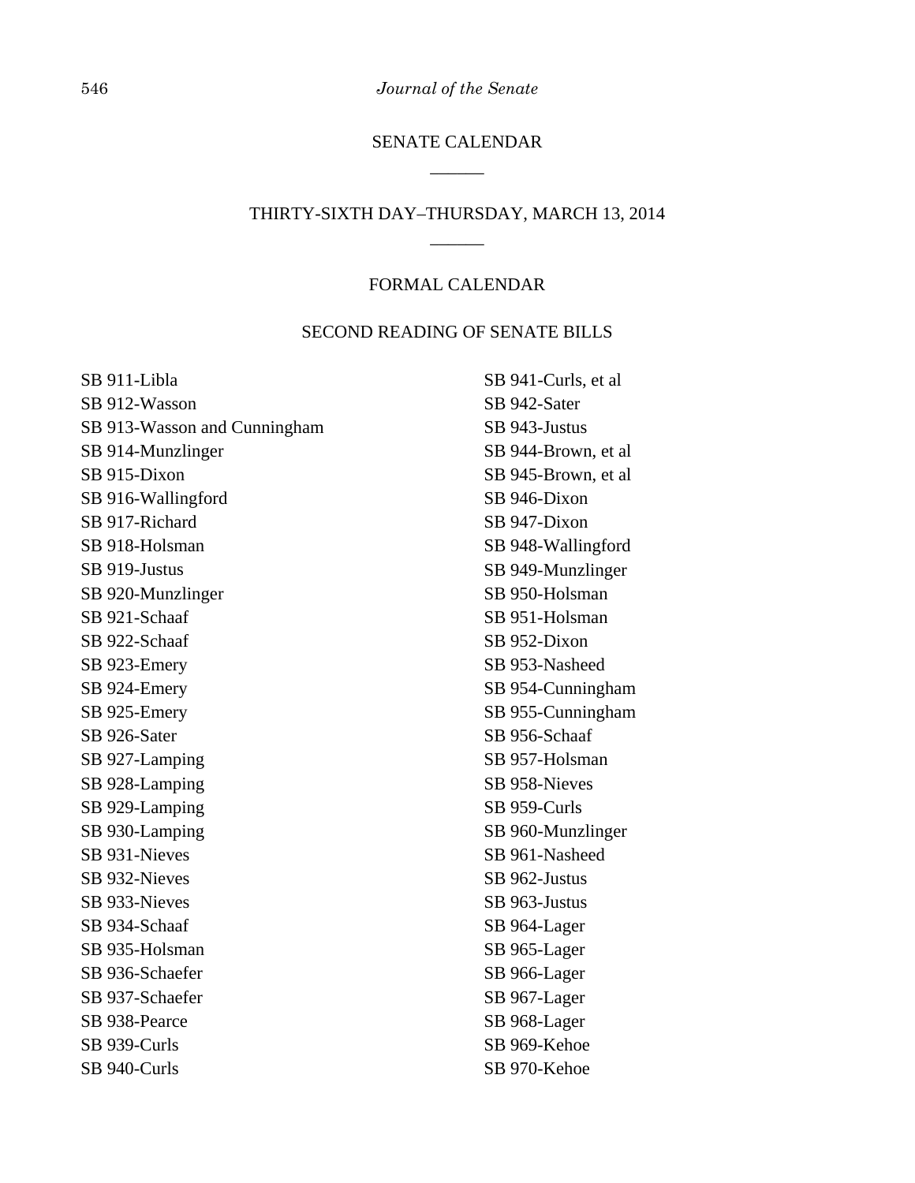## SENATE CALENDAR

\_\_\_\_\_\_

## THIRTY-SIXTH DAY–THURSDAY, MARCH 13, 2014

\_\_\_\_\_\_

### FORMAL CALENDAR

### SECOND READING OF SENATE BILLS

SB 911-Libla
SB 912-Wasson
SB 913-Wasson and Cunningham
SB 914-Munzlinger
SB 915-Dixon
SB 916-Wallingford
SB 917-Richard
SB 918-Holsman
SB 919-Justus
SB 920-Munzlinger
SB 921-Schaaf
SB 922-Schaaf
SB 923-Emery
SB 924-Emery
SB 925-Emery
SB 926-Sater
SB 927-Lamping
SB 928-Lamping
SB 929-Lamping
SB 930-Lamping
SB 931-Nieves
SB 932-Nieves
SB 933-Nieves
SB 934-Schaaf
SB 935-Holsman
SB 936-Schaefer
SB 937-Schaefer
SB 938-Pearce
SB 939-Curls
SB 940-Curls
SB 941-Curls, et al
SB 942-Sater
SB 943-Justus
SB 944-Brown, et al
SB 945-Brown, et al
SB 946-Dixon
SB 947-Dixon
SB 948-Wallingford
SB 949-Munzlinger
SB 950-Holsman
SB 951-Holsman
SB 952-Dixon
SB 953-Nasheed
SB 954-Cunningham
SB 955-Cunningham
SB 956-Schaaf
SB 957-Holsman
SB 958-Nieves
SB 959-Curls
SB 960-Munzlinger
SB 961-Nasheed
SB 962-Justus
SB 963-Justus
SB 964-Lager
SB 965-Lager
SB 966-Lager
SB 967-Lager
SB 968-Lager
SB 969-Kehoe
SB 970-Kehoe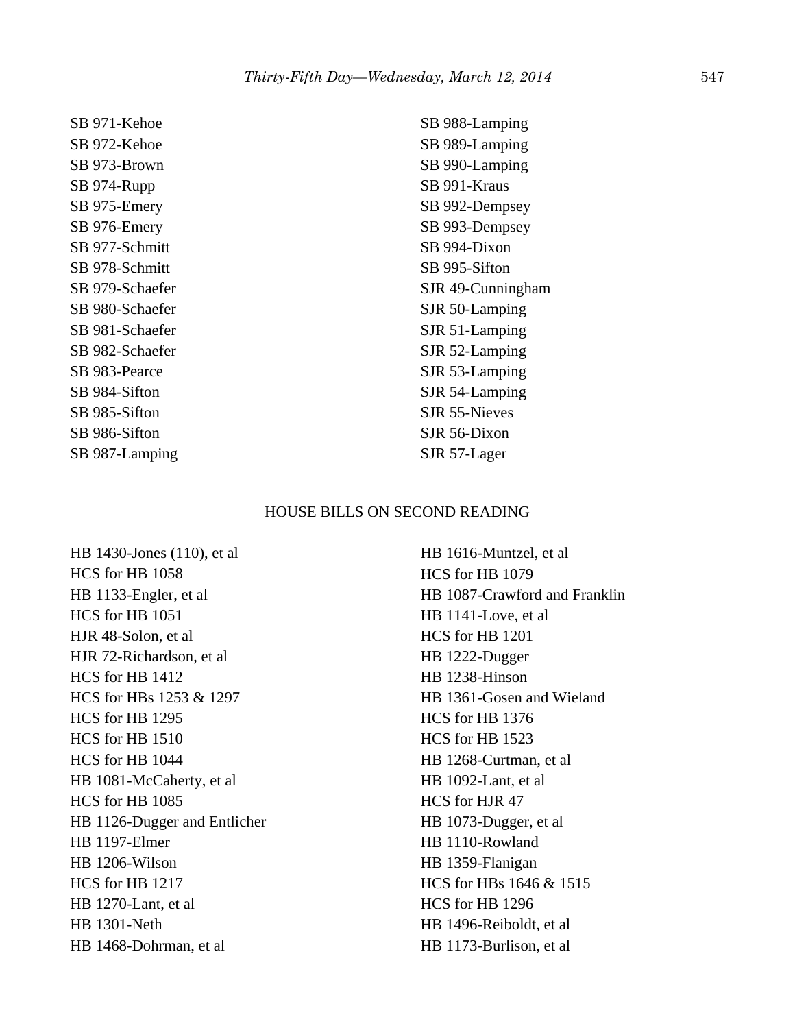SB 971-Kehoe
SB 972-Kehoe
SB 973-Brown
SB 974-Rupp
SB 975-Emery
SB 976-Emery
SB 977-Schmitt
SB 978-Schmitt
SB 979-Schaefer
SB 980-Schaefer
SB 981-Schaefer
SB 982-Schaefer
SB 983-Pearce
SB 984-Sifton
SB 985-Sifton
SB 986-Sifton
SB 987-Lamping
SB 988-Lamping
SB 989-Lamping
SB 990-Lamping
SB 991-Kraus
SB 992-Dempsey
SB 993-Dempsey
SB 994-Dixon
SB 995-Sifton
SJR 49-Cunningham
SJR 50-Lamping
SJR 51-Lamping
SJR 52-Lamping
SJR 53-Lamping
SJR 54-Lamping
SJR 55-Nieves
SJR 56-Dixon
SJR 57-Lager

HOUSE BILLS ON SECOND READING

HB 1430-Jones (110), et al
HCS for HB 1058
HB 1133-Engler, et al
HCS for HB 1051
HJR 48-Solon, et al
HJR 72-Richardson, et al
HCS for HB 1412
HCS for HBs 1253 & 1297
HCS for HB 1295
HCS for HB 1510
HCS for HB 1044
HB 1081-McCaherty, et al
HCS for HB 1085
HB 1126-Dugger and Entlicher
HB 1197-Elmer
HB 1206-Wilson
HCS for HB 1217
HB 1270-Lant, et al
HB 1301-Neth
HB 1468-Dohrman, et al
HB 1616-Muntzel, et al
HCS for HB 1079
HB 1087-Crawford and Franklin
HB 1141-Love, et al
HCS for HB 1201
HB 1222-Dugger
HB 1238-Hinson
HB 1361-Gosen and Wieland
HCS for HB 1376
HCS for HB 1523
HB 1268-Curtman, et al
HB 1092-Lant, et al
HCS for HJR 47
HB 1073-Dugger, et al
HB 1110-Rowland
HB 1359-Flanigan
HCS for HBs 1646 & 1515
HCS for HB 1296
HB 1496-Reiboldt, et al
HB 1173-Burlison, et al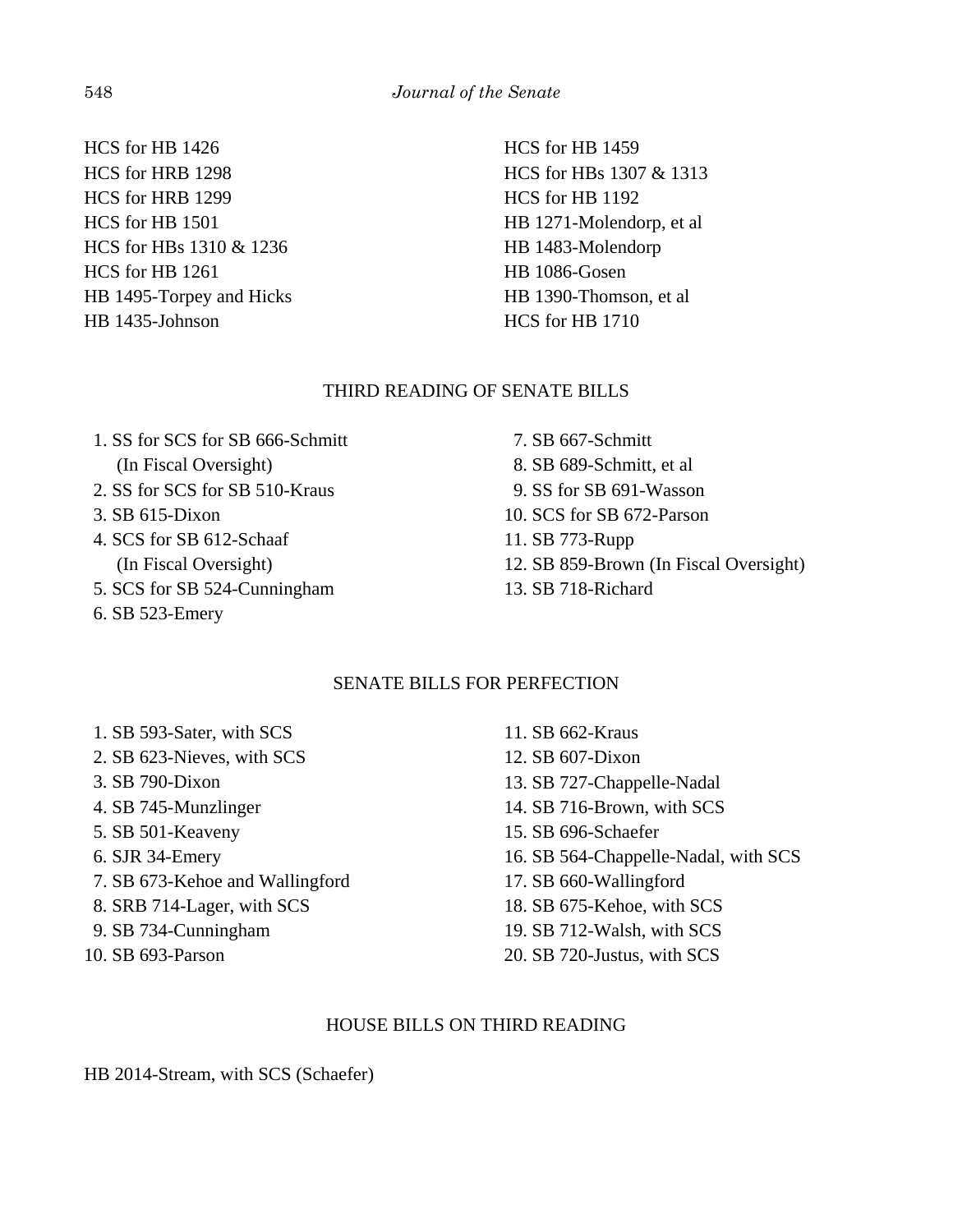HCS for HB 1426
HCS for HRB 1298
HCS for HRB 1299
HCS for HB 1501
HCS for HBs 1310 & 1236
HCS for HB 1261
HB 1495-Torpey and Hicks
HB 1435-Johnson
HCS for HB 1459
HCS for HBs 1307 & 1313
HCS for HB 1192
HB 1271-Molendorp, et al
HB 1483-Molendorp
HB 1086-Gosen
HB 1390-Thomson, et al
HCS for HB 1710

## THIRD READING OF SENATE BILLS

1. SS for SCS for SB 666-Schmitt (In Fiscal Oversight)
2. SS for SCS for SB 510-Kraus
3. SB 615-Dixon
4. SCS for SB 612-Schaaf (In Fiscal Oversight)
5. SCS for SB 524-Cunningham
6. SB 523-Emery
7. SB 667-Schmitt
8. SB 689-Schmitt, et al
9. SS for SB 691-Wasson
10. SCS for SB 672-Parson
11. SB 773-Rupp
12. SB 859-Brown (In Fiscal Oversight)
13. SB 718-Richard

## SENATE BILLS FOR PERFECTION

1. SB 593-Sater, with SCS
2. SB 623-Nieves, with SCS
3. SB 790-Dixon
4. SB 745-Munzlinger
5. SB 501-Keaveny
6. SJR 34-Emery
7. SB 673-Kehoe and Wallingford
8. SRB 714-Lager, with SCS
9. SB 734-Cunningham
10. SB 693-Parson
11. SB 662-Kraus
12. SB 607-Dixon
13. SB 727-Chappelle-Nadal
14. SB 716-Brown, with SCS
15. SB 696-Schaefer
16. SB 564-Chappelle-Nadal, with SCS
17. SB 660-Wallingford
18. SB 675-Kehoe, with SCS
19. SB 712-Walsh, with SCS
20. SB 720-Justus, with SCS

## HOUSE BILLS ON THIRD READING

HB 2014-Stream, with SCS (Schaefer)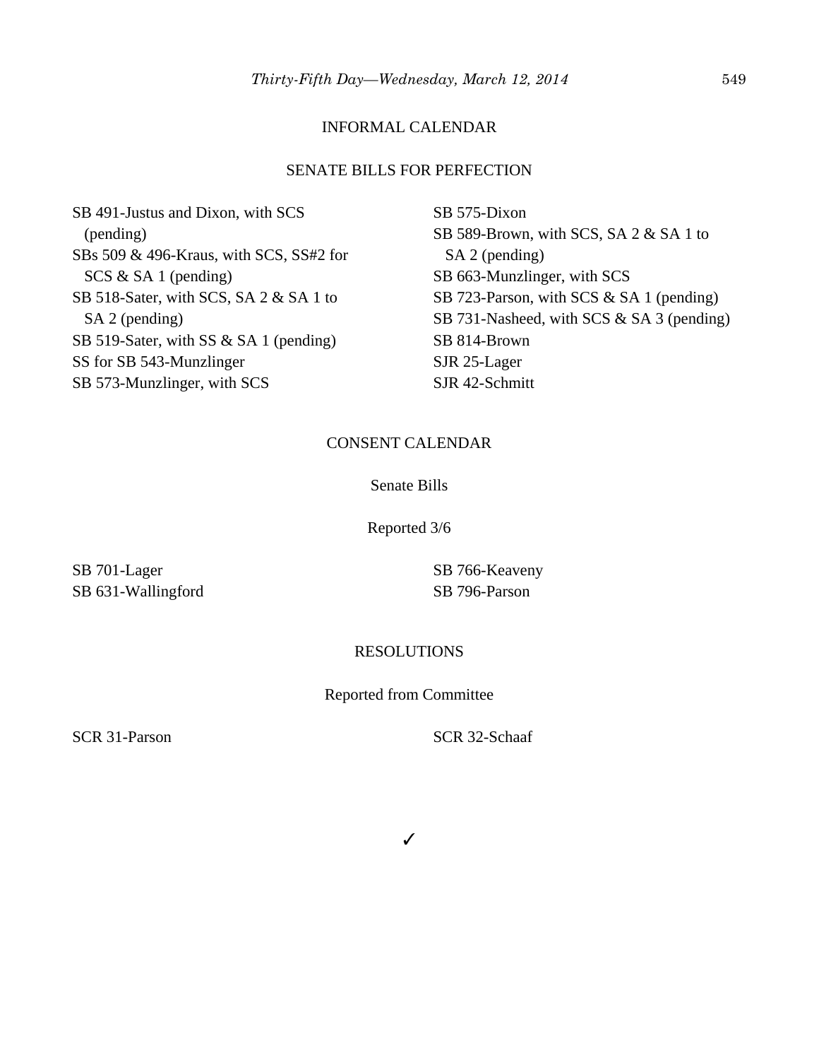## INFORMAL CALENDAR

### SENATE BILLS FOR PERFECTION

SB 491-Justus and Dixon, with SCS (pending)
SBs 509 & 496-Kraus, with SCS, SS#2 for SCS & SA 1 (pending)
SB 518-Sater, with SCS, SA 2 & SA 1 to SA 2 (pending)
SB 519-Sater, with SS & SA 1 (pending)
SS for SB 543-Munzlinger
SB 573-Munzlinger, with SCS
SB 575-Dixon
SB 589-Brown, with SCS, SA 2 & SA 1 to SA 2 (pending)
SB 663-Munzlinger, with SCS
SB 723-Parson, with SCS & SA 1 (pending)
SB 731-Nasheed, with SCS & SA 3 (pending)
SB 814-Brown
SJR 25-Lager
SJR 42-Schmitt

## CONSENT CALENDAR

### Senate Bills

Reported 3/6

SB 701-Lager
SB 631-Wallingford
SB 766-Keaveny
SB 796-Parson

## RESOLUTIONS

### Reported from Committee

SCR 31-Parson
SCR 32-Schaaf

✓